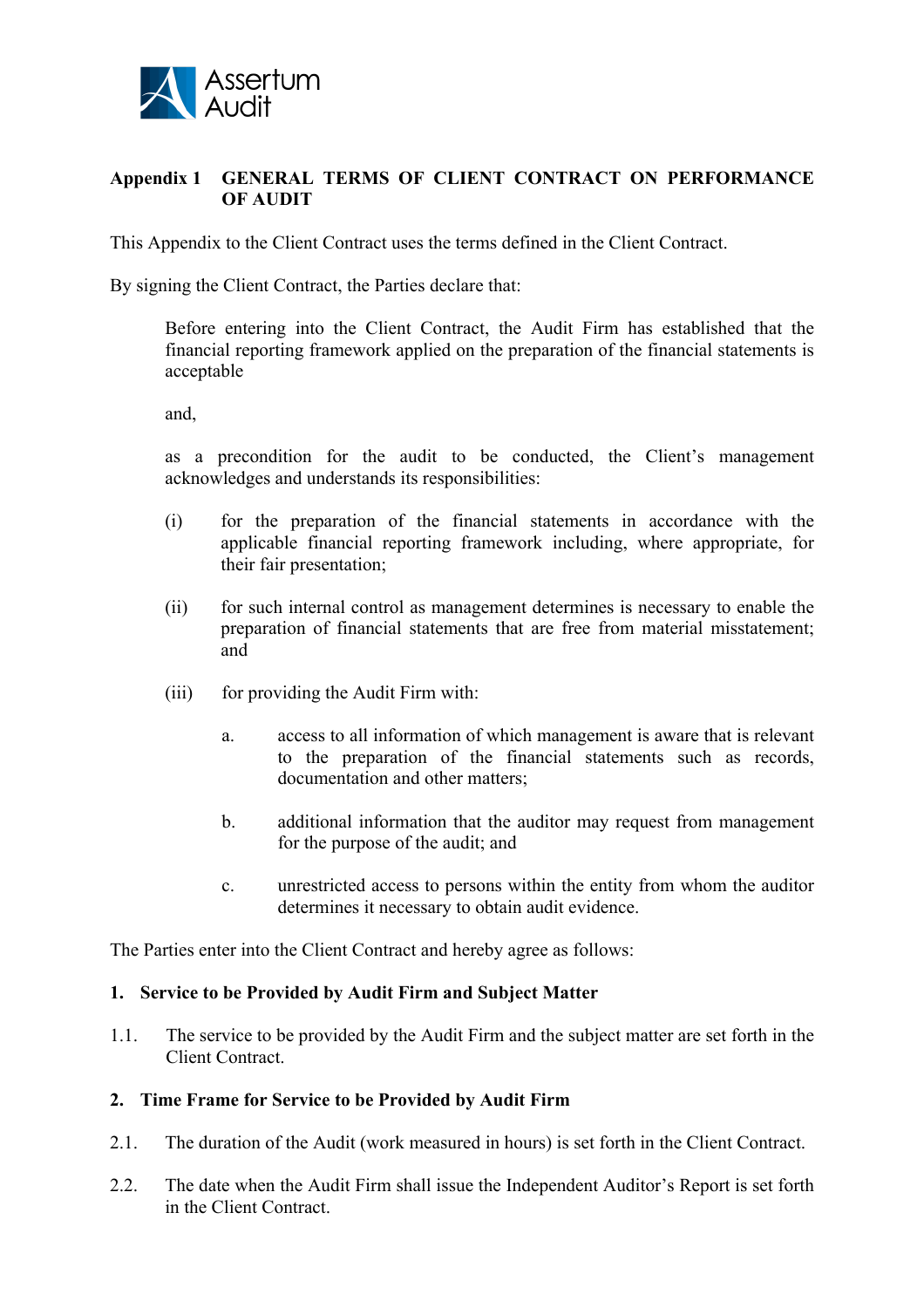## Appendix 1 GENERAL TERMS OF CLIENT CONTRACT ON PERFORMANCE OF AUDIT

This Appendix to the Client Contract uses the terms defined in the Client Contract.

By signing the Client Contract, the Parties declare that:

> Before entering into the Client Contract, the Audit Firm has established that the financial reporting framework applied on the preparation of the financial statements is acceptable
>
> and,
>
> as a precondition for the audit to be conducted, the Client's management acknowledges and understands its responsibilities:
>
> (i) for the preparation of the financial statements in accordance with the applicable financial reporting framework including, where appropriate, for their fair presentation;
>
> (ii) for such internal control as management determines is necessary to enable the preparation of financial statements that are free from material misstatement; and
>
> (iii) for providing the Audit Firm with:
>
> a. access to all information of which management is aware that is relevant to the preparation of the financial statements such as records, documentation and other matters;
>
> b. additional information that the auditor may request from management for the purpose of the audit; and
>
> c. unrestricted access to persons within the entity from whom the auditor determines it necessary to obtain audit evidence.

The Parties enter into the Client Contract and hereby agree as follows:

### 1. Service to be Provided by Audit Firm and Subject Matter

1.1. The service to be provided by the Audit Firm and the subject matter are set forth in the Client Contract.

### 2. Time Frame for Service to be Provided by Audit Firm

2.1. The duration of the Audit (work measured in hours) is set forth in the Client Contract.

2.2. The date when the Audit Firm shall issue the Independent Auditor's Report is set forth in the Client Contract.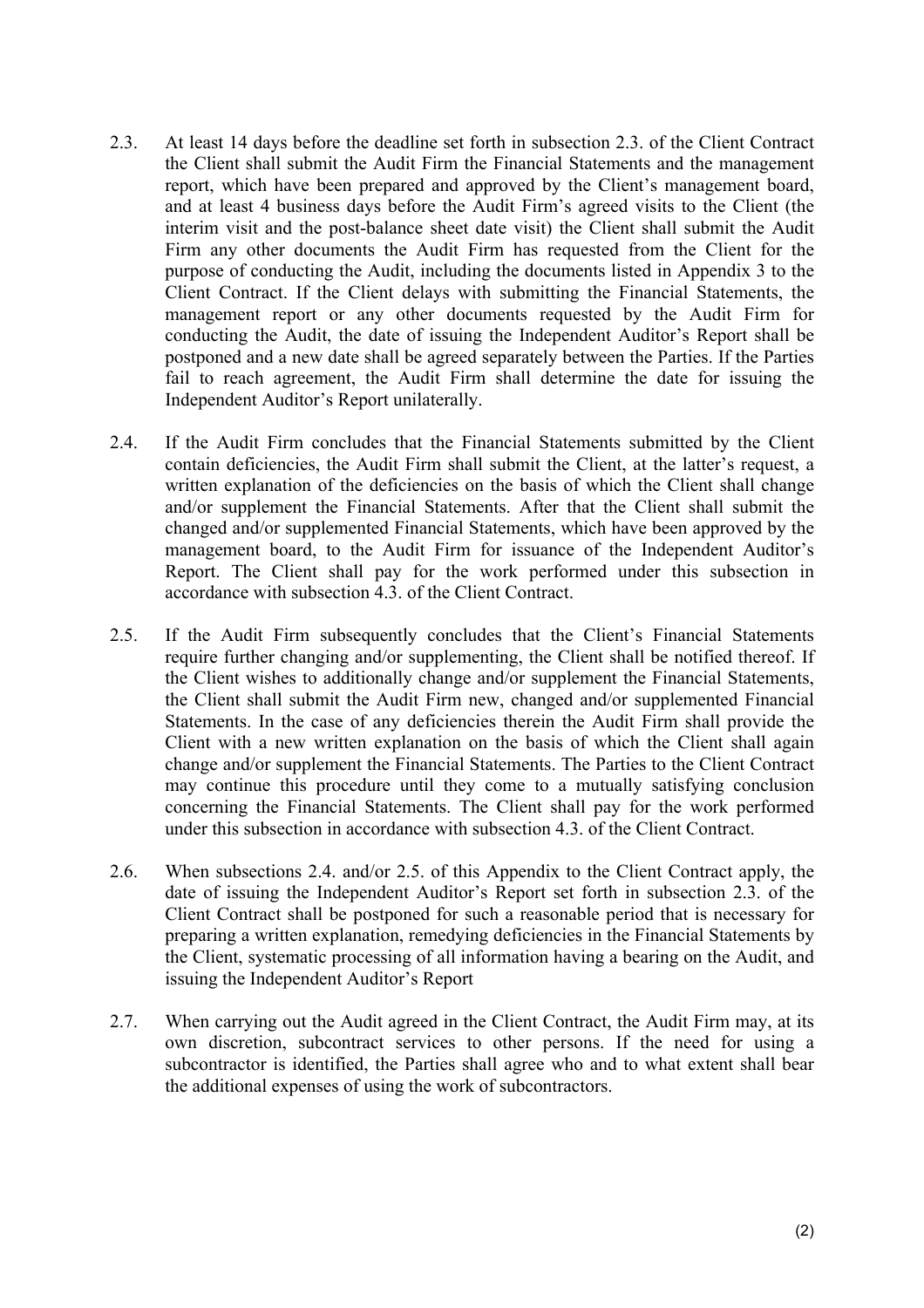2.3. At least 14 days before the deadline set forth in subsection 2.3. of the Client Contract the Client shall submit the Audit Firm the Financial Statements and the management report, which have been prepared and approved by the Client's management board, and at least 4 business days before the Audit Firm's agreed visits to the Client (the interim visit and the post-balance sheet date visit) the Client shall submit the Audit Firm any other documents the Audit Firm has requested from the Client for the purpose of conducting the Audit, including the documents listed in Appendix 3 to the Client Contract. If the Client delays with submitting the Financial Statements, the management report or any other documents requested by the Audit Firm for conducting the Audit, the date of issuing the Independent Auditor's Report shall be postponed and a new date shall be agreed separately between the Parties. If the Parties fail to reach agreement, the Audit Firm shall determine the date for issuing the Independent Auditor's Report unilaterally.

2.4. If the Audit Firm concludes that the Financial Statements submitted by the Client contain deficiencies, the Audit Firm shall submit the Client, at the latter's request, a written explanation of the deficiencies on the basis of which the Client shall change and/or supplement the Financial Statements. After that the Client shall submit the changed and/or supplemented Financial Statements, which have been approved by the management board, to the Audit Firm for issuance of the Independent Auditor's Report. The Client shall pay for the work performed under this subsection in accordance with subsection 4.3. of the Client Contract.

2.5. If the Audit Firm subsequently concludes that the Client's Financial Statements require further changing and/or supplementing, the Client shall be notified thereof. If the Client wishes to additionally change and/or supplement the Financial Statements, the Client shall submit the Audit Firm new, changed and/or supplemented Financial Statements. In the case of any deficiencies therein the Audit Firm shall provide the Client with a new written explanation on the basis of which the Client shall again change and/or supplement the Financial Statements. The Parties to the Client Contract may continue this procedure until they come to a mutually satisfying conclusion concerning the Financial Statements. The Client shall pay for the work performed under this subsection in accordance with subsection 4.3. of the Client Contract.

2.6. When subsections 2.4. and/or 2.5. of this Appendix to the Client Contract apply, the date of issuing the Independent Auditor's Report set forth in subsection 2.3. of the Client Contract shall be postponed for such a reasonable period that is necessary for preparing a written explanation, remedying deficiencies in the Financial Statements by the Client, systematic processing of all information having a bearing on the Audit, and issuing the Independent Auditor's Report

2.7. When carrying out the Audit agreed in the Client Contract, the Audit Firm may, at its own discretion, subcontract services to other persons. If the need for using a subcontractor is identified, the Parties shall agree who and to what extent shall bear the additional expenses of using the work of subcontractors.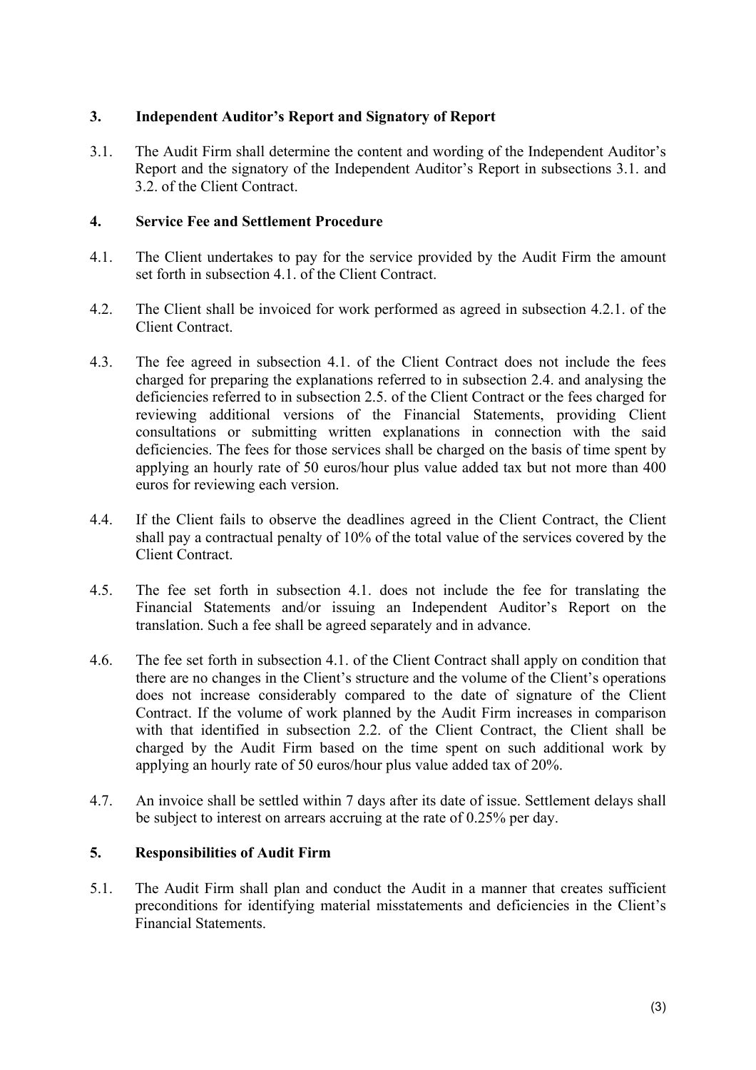## 3. Independent Auditor's Report and Signatory of Report

3.1. The Audit Firm shall determine the content and wording of the Independent Auditor's Report and the signatory of the Independent Auditor's Report in subsections 3.1. and 3.2. of the Client Contract.

## 4. Service Fee and Settlement Procedure

4.1. The Client undertakes to pay for the service provided by the Audit Firm the amount set forth in subsection 4.1. of the Client Contract.

4.2. The Client shall be invoiced for work performed as agreed in subsection 4.2.1. of the Client Contract.

4.3. The fee agreed in subsection 4.1. of the Client Contract does not include the fees charged for preparing the explanations referred to in subsection 2.4. and analysing the deficiencies referred to in subsection 2.5. of the Client Contract or the fees charged for reviewing additional versions of the Financial Statements, providing Client consultations or submitting written explanations in connection with the said deficiencies. The fees for those services shall be charged on the basis of time spent by applying an hourly rate of 50 euros/hour plus value added tax but not more than 400 euros for reviewing each version.

4.4. If the Client fails to observe the deadlines agreed in the Client Contract, the Client shall pay a contractual penalty of 10% of the total value of the services covered by the Client Contract.

4.5. The fee set forth in subsection 4.1. does not include the fee for translating the Financial Statements and/or issuing an Independent Auditor's Report on the translation. Such a fee shall be agreed separately and in advance.

4.6. The fee set forth in subsection 4.1. of the Client Contract shall apply on condition that there are no changes in the Client's structure and the volume of the Client's operations does not increase considerably compared to the date of signature of the Client Contract. If the volume of work planned by the Audit Firm increases in comparison with that identified in subsection 2.2. of the Client Contract, the Client shall be charged by the Audit Firm based on the time spent on such additional work by applying an hourly rate of 50 euros/hour plus value added tax of 20%.

4.7. An invoice shall be settled within 7 days after its date of issue. Settlement delays shall be subject to interest on arrears accruing at the rate of 0.25% per day.

## 5. Responsibilities of Audit Firm

5.1. The Audit Firm shall plan and conduct the Audit in a manner that creates sufficient preconditions for identifying material misstatements and deficiencies in the Client's Financial Statements.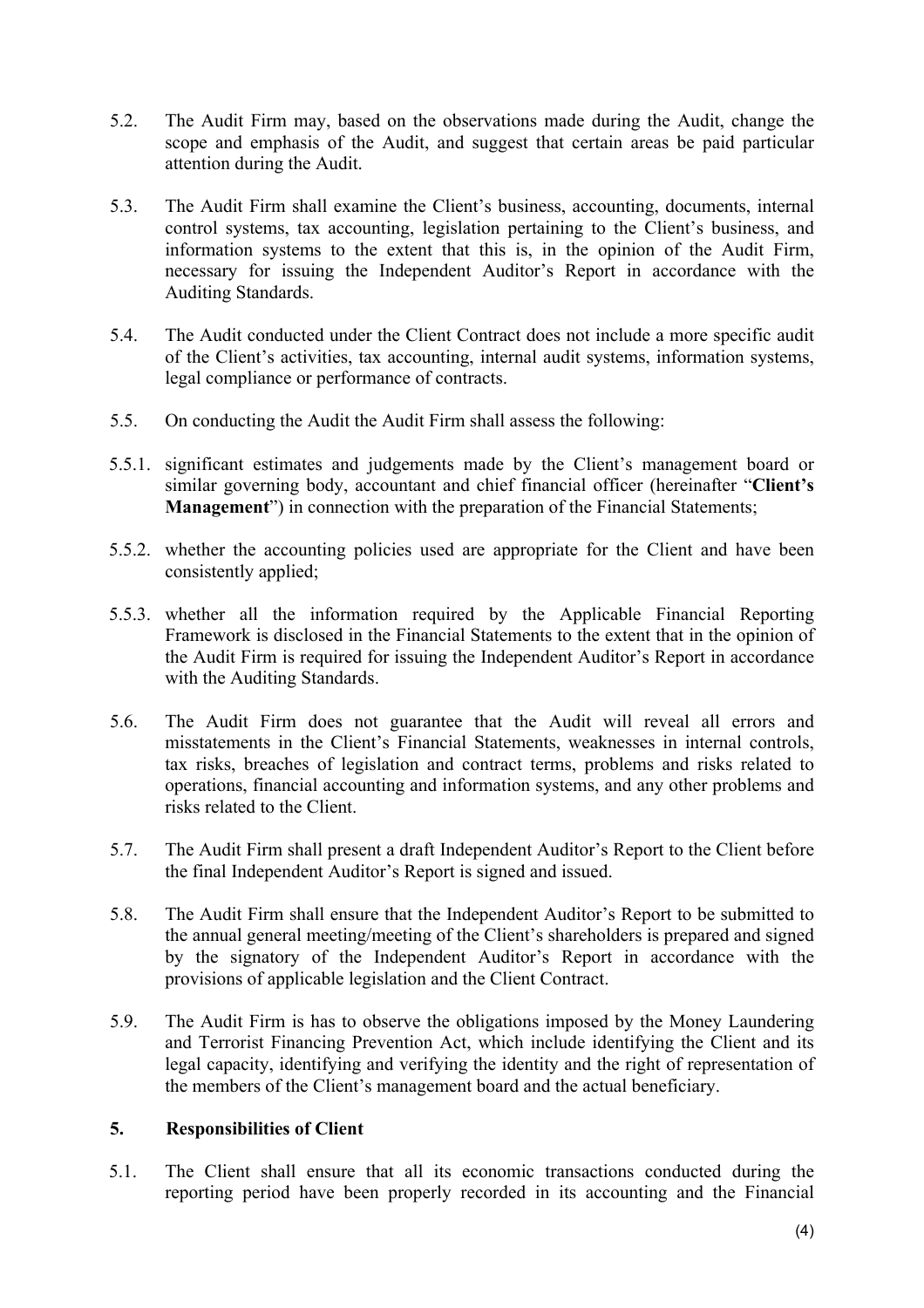5.2. The Audit Firm may, based on the observations made during the Audit, change the scope and emphasis of the Audit, and suggest that certain areas be paid particular attention during the Audit.

5.3. The Audit Firm shall examine the Client's business, accounting, documents, internal control systems, tax accounting, legislation pertaining to the Client's business, and information systems to the extent that this is, in the opinion of the Audit Firm, necessary for issuing the Independent Auditor's Report in accordance with the Auditing Standards.

5.4. The Audit conducted under the Client Contract does not include a more specific audit of the Client's activities, tax accounting, internal audit systems, information systems, legal compliance or performance of contracts.

5.5. On conducting the Audit the Audit Firm shall assess the following:

5.5.1. significant estimates and judgements made by the Client's management board or similar governing body, accountant and chief financial officer (hereinafter "**Client's Management**") in connection with the preparation of the Financial Statements;

5.5.2. whether the accounting policies used are appropriate for the Client and have been consistently applied;

5.5.3. whether all the information required by the Applicable Financial Reporting Framework is disclosed in the Financial Statements to the extent that in the opinion of the Audit Firm is required for issuing the Independent Auditor's Report in accordance with the Auditing Standards.

5.6. The Audit Firm does not guarantee that the Audit will reveal all errors and misstatements in the Client's Financial Statements, weaknesses in internal controls, tax risks, breaches of legislation and contract terms, problems and risks related to operations, financial accounting and information systems, and any other problems and risks related to the Client.

5.7. The Audit Firm shall present a draft Independent Auditor's Report to the Client before the final Independent Auditor's Report is signed and issued.

5.8. The Audit Firm shall ensure that the Independent Auditor's Report to be submitted to the annual general meeting/meeting of the Client's shareholders is prepared and signed by the signatory of the Independent Auditor's Report in accordance with the provisions of applicable legislation and the Client Contract.

5.9. The Audit Firm is has to observe the obligations imposed by the Money Laundering and Terrorist Financing Prevention Act, which include identifying the Client and its legal capacity, identifying and verifying the identity and the right of representation of the members of the Client's management board and the actual beneficiary.

## 5. Responsibilities of Client

5.1. The Client shall ensure that all its economic transactions conducted during the reporting period have been properly recorded in its accounting and the Financial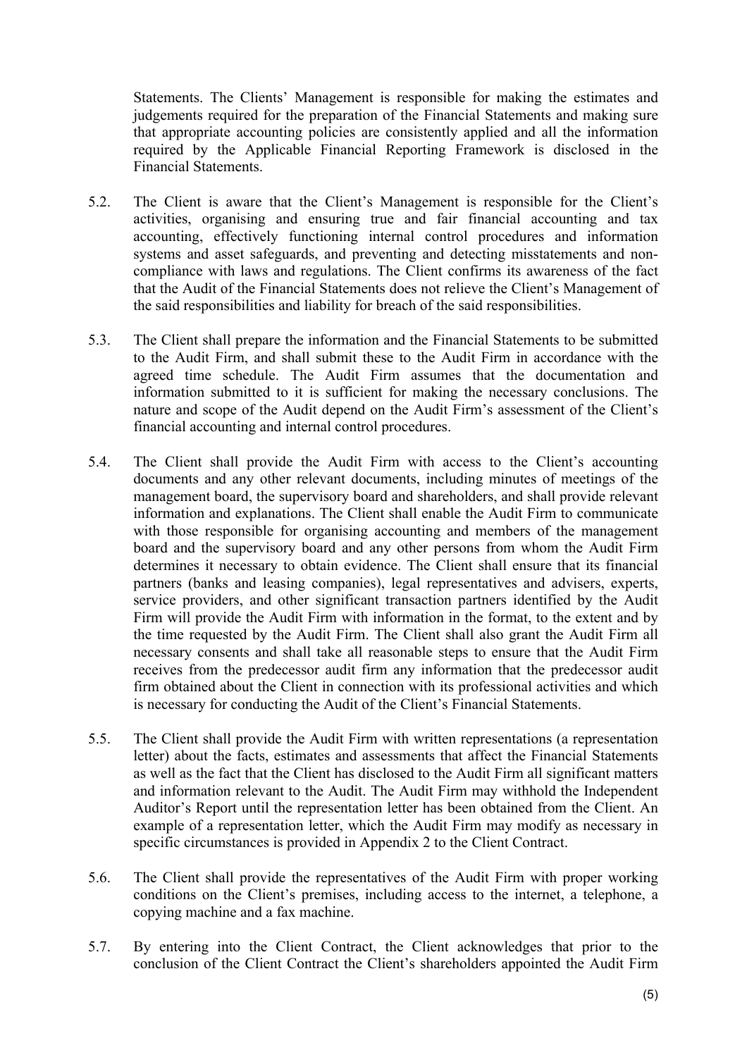Statements. The Clients' Management is responsible for making the estimates and judgements required for the preparation of the Financial Statements and making sure that appropriate accounting policies are consistently applied and all the information required by the Applicable Financial Reporting Framework is disclosed in the Financial Statements.

5.2. The Client is aware that the Client's Management is responsible for the Client's activities, organising and ensuring true and fair financial accounting and tax accounting, effectively functioning internal control procedures and information systems and asset safeguards, and preventing and detecting misstatements and non-compliance with laws and regulations. The Client confirms its awareness of the fact that the Audit of the Financial Statements does not relieve the Client's Management of the said responsibilities and liability for breach of the said responsibilities.

5.3. The Client shall prepare the information and the Financial Statements to be submitted to the Audit Firm, and shall submit these to the Audit Firm in accordance with the agreed time schedule. The Audit Firm assumes that the documentation and information submitted to it is sufficient for making the necessary conclusions. The nature and scope of the Audit depend on the Audit Firm's assessment of the Client's financial accounting and internal control procedures.

5.4. The Client shall provide the Audit Firm with access to the Client's accounting documents and any other relevant documents, including minutes of meetings of the management board, the supervisory board and shareholders, and shall provide relevant information and explanations. The Client shall enable the Audit Firm to communicate with those responsible for organising accounting and members of the management board and the supervisory board and any other persons from whom the Audit Firm determines it necessary to obtain evidence. The Client shall ensure that its financial partners (banks and leasing companies), legal representatives and advisers, experts, service providers, and other significant transaction partners identified by the Audit Firm will provide the Audit Firm with information in the format, to the extent and by the time requested by the Audit Firm. The Client shall also grant the Audit Firm all necessary consents and shall take all reasonable steps to ensure that the Audit Firm receives from the predecessor audit firm any information that the predecessor audit firm obtained about the Client in connection with its professional activities and which is necessary for conducting the Audit of the Client's Financial Statements.

5.5. The Client shall provide the Audit Firm with written representations (a representation letter) about the facts, estimates and assessments that affect the Financial Statements as well as the fact that the Client has disclosed to the Audit Firm all significant matters and information relevant to the Audit. The Audit Firm may withhold the Independent Auditor's Report until the representation letter has been obtained from the Client. An example of a representation letter, which the Audit Firm may modify as necessary in specific circumstances is provided in Appendix 2 to the Client Contract.

5.6. The Client shall provide the representatives of the Audit Firm with proper working conditions on the Client's premises, including access to the internet, a telephone, a copying machine and a fax machine.

5.7. By entering into the Client Contract, the Client acknowledges that prior to the conclusion of the Client Contract the Client's shareholders appointed the Audit Firm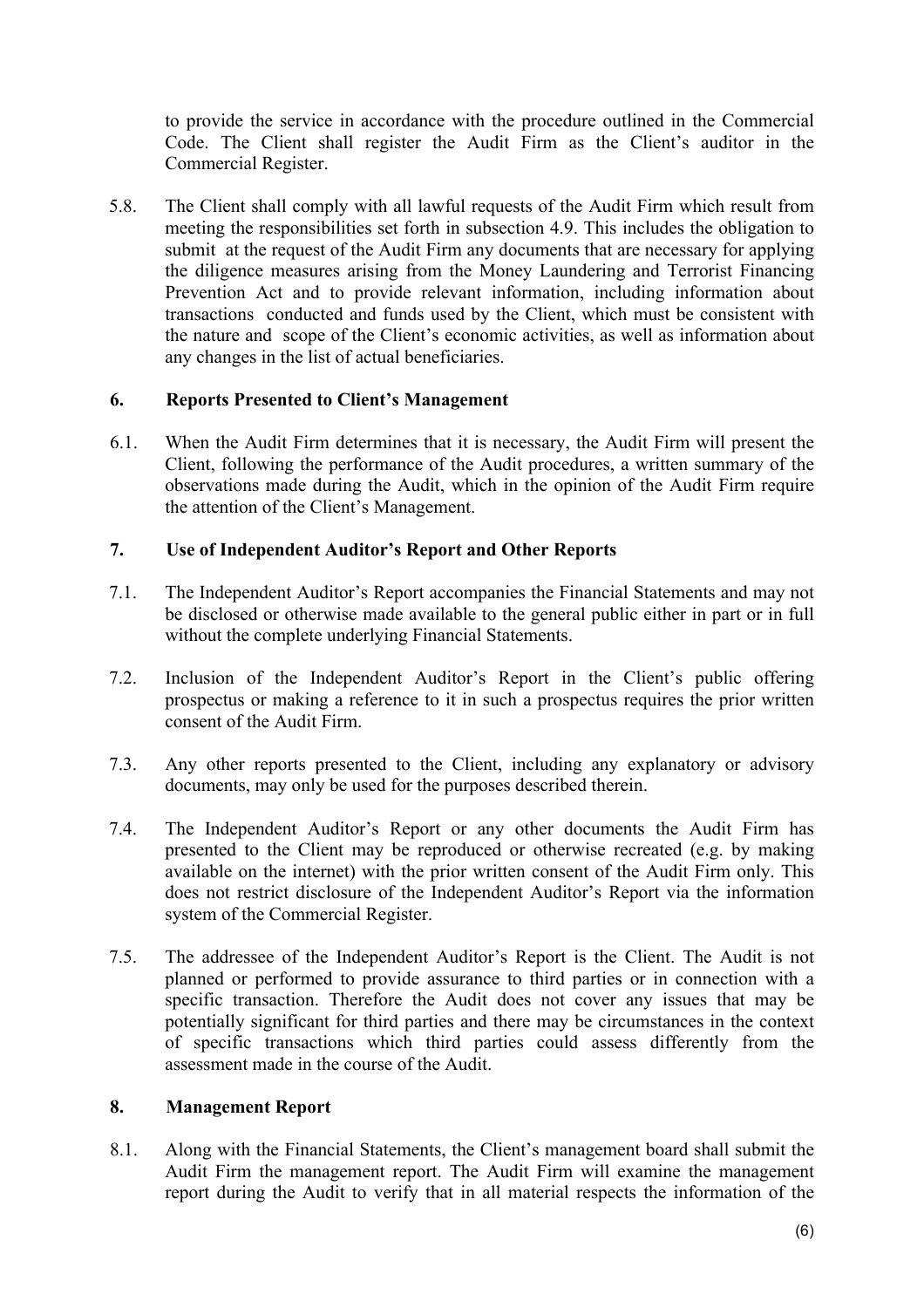to provide the service in accordance with the procedure outlined in the Commercial Code. The Client shall register the Audit Firm as the Client's auditor in the Commercial Register.

5.8. The Client shall comply with all lawful requests of the Audit Firm which result from meeting the responsibilities set forth in subsection 4.9. This includes the obligation to submit at the request of the Audit Firm any documents that are necessary for applying the diligence measures arising from the Money Laundering and Terrorist Financing Prevention Act and to provide relevant information, including information about transactions conducted and funds used by the Client, which must be consistent with the nature and scope of the Client's economic activities, as well as information about any changes in the list of actual beneficiaries.

## 6. Reports Presented to Client's Management

6.1. When the Audit Firm determines that it is necessary, the Audit Firm will present the Client, following the performance of the Audit procedures, a written summary of the observations made during the Audit, which in the opinion of the Audit Firm require the attention of the Client's Management.

## 7. Use of Independent Auditor's Report and Other Reports

7.1. The Independent Auditor's Report accompanies the Financial Statements and may not be disclosed or otherwise made available to the general public either in part or in full without the complete underlying Financial Statements.

7.2. Inclusion of the Independent Auditor's Report in the Client's public offering prospectus or making a reference to it in such a prospectus requires the prior written consent of the Audit Firm.

7.3. Any other reports presented to the Client, including any explanatory or advisory documents, may only be used for the purposes described therein.

7.4. The Independent Auditor's Report or any other documents the Audit Firm has presented to the Client may be reproduced or otherwise recreated (e.g. by making available on the internet) with the prior written consent of the Audit Firm only. This does not restrict disclosure of the Independent Auditor's Report via the information system of the Commercial Register.

7.5. The addressee of the Independent Auditor's Report is the Client. The Audit is not planned or performed to provide assurance to third parties or in connection with a specific transaction. Therefore the Audit does not cover any issues that may be potentially significant for third parties and there may be circumstances in the context of specific transactions which third parties could assess differently from the assessment made in the course of the Audit.

## 8. Management Report

8.1. Along with the Financial Statements, the Client's management board shall submit the Audit Firm the management report. The Audit Firm will examine the management report during the Audit to verify that in all material respects the information of the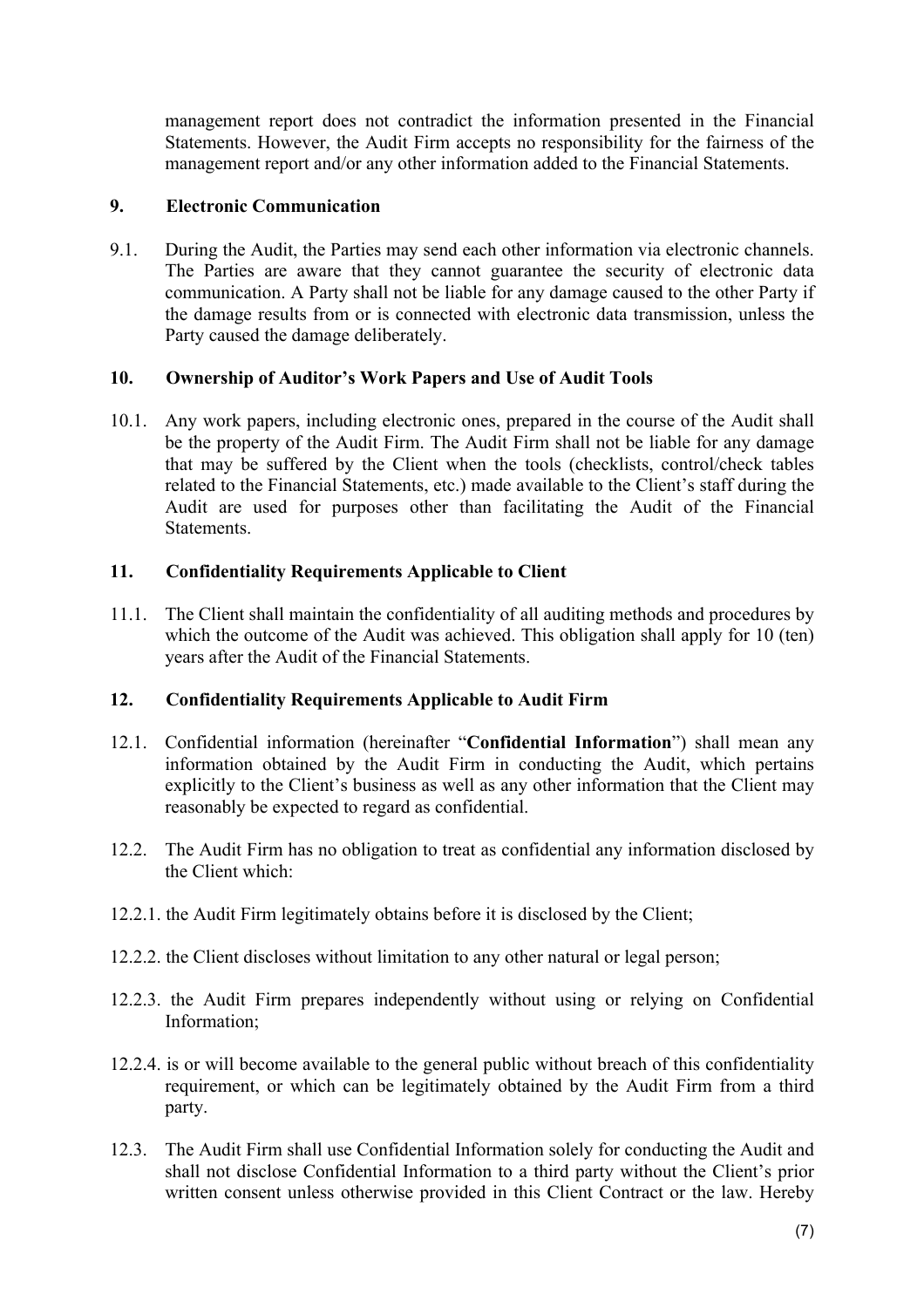management report does not contradict the information presented in the Financial Statements. However, the Audit Firm accepts no responsibility for the fairness of the management report and/or any other information added to the Financial Statements.

## 9. Electronic Communication

9.1. During the Audit, the Parties may send each other information via electronic channels. The Parties are aware that they cannot guarantee the security of electronic data communication. A Party shall not be liable for any damage caused to the other Party if the damage results from or is connected with electronic data transmission, unless the Party caused the damage deliberately.

## 10. Ownership of Auditor's Work Papers and Use of Audit Tools

10.1. Any work papers, including electronic ones, prepared in the course of the Audit shall be the property of the Audit Firm. The Audit Firm shall not be liable for any damage that may be suffered by the Client when the tools (checklists, control/check tables related to the Financial Statements, etc.) made available to the Client's staff during the Audit are used for purposes other than facilitating the Audit of the Financial Statements.

## 11. Confidentiality Requirements Applicable to Client

11.1. The Client shall maintain the confidentiality of all auditing methods and procedures by which the outcome of the Audit was achieved. This obligation shall apply for 10 (ten) years after the Audit of the Financial Statements.

## 12. Confidentiality Requirements Applicable to Audit Firm

12.1. Confidential information (hereinafter "**Confidential Information**") shall mean any information obtained by the Audit Firm in conducting the Audit, which pertains explicitly to the Client's business as well as any other information that the Client may reasonably be expected to regard as confidential.

12.2. The Audit Firm has no obligation to treat as confidential any information disclosed by the Client which:

12.2.1. the Audit Firm legitimately obtains before it is disclosed by the Client;

12.2.2. the Client discloses without limitation to any other natural or legal person;

12.2.3. the Audit Firm prepares independently without using or relying on Confidential Information;

12.2.4. is or will become available to the general public without breach of this confidentiality requirement, or which can be legitimately obtained by the Audit Firm from a third party.

12.3. The Audit Firm shall use Confidential Information solely for conducting the Audit and shall not disclose Confidential Information to a third party without the Client's prior written consent unless otherwise provided in this Client Contract or the law. Hereby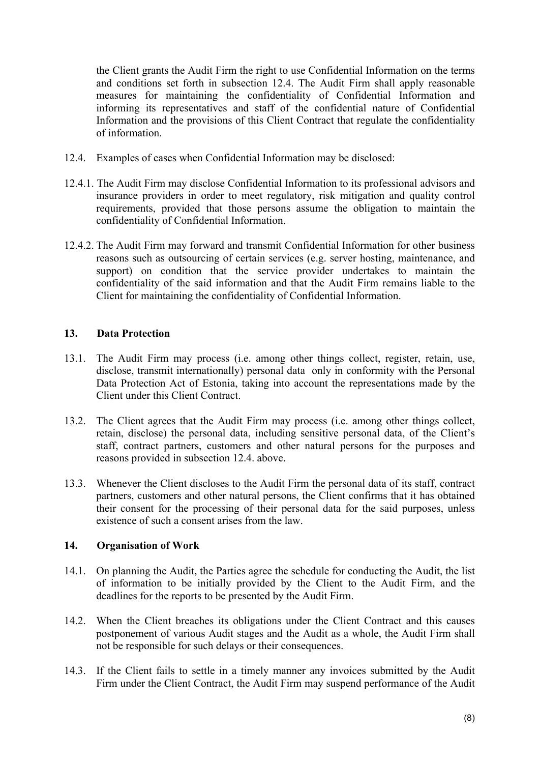the Client grants the Audit Firm the right to use Confidential Information on the terms and conditions set forth in subsection 12.4. The Audit Firm shall apply reasonable measures for maintaining the confidentiality of Confidential Information and informing its representatives and staff of the confidential nature of Confidential Information and the provisions of this Client Contract that regulate the confidentiality of information.

12.4. Examples of cases when Confidential Information may be disclosed:

12.4.1. The Audit Firm may disclose Confidential Information to its professional advisors and insurance providers in order to meet regulatory, risk mitigation and quality control requirements, provided that those persons assume the obligation to maintain the confidentiality of Confidential Information.

12.4.2. The Audit Firm may forward and transmit Confidential Information for other business reasons such as outsourcing of certain services (e.g. server hosting, maintenance, and support) on condition that the service provider undertakes to maintain the confidentiality of the said information and that the Audit Firm remains liable to the Client for maintaining the confidentiality of Confidential Information.

## 13. Data Protection

13.1. The Audit Firm may process (i.e. among other things collect, register, retain, use, disclose, transmit internationally) personal data only in conformity with the Personal Data Protection Act of Estonia, taking into account the representations made by the Client under this Client Contract.

13.2. The Client agrees that the Audit Firm may process (i.e. among other things collect, retain, disclose) the personal data, including sensitive personal data, of the Client's staff, contract partners, customers and other natural persons for the purposes and reasons provided in subsection 12.4. above.

13.3. Whenever the Client discloses to the Audit Firm the personal data of its staff, contract partners, customers and other natural persons, the Client confirms that it has obtained their consent for the processing of their personal data for the said purposes, unless existence of such a consent arises from the law.

## 14. Organisation of Work

14.1. On planning the Audit, the Parties agree the schedule for conducting the Audit, the list of information to be initially provided by the Client to the Audit Firm, and the deadlines for the reports to be presented by the Audit Firm.

14.2. When the Client breaches its obligations under the Client Contract and this causes postponement of various Audit stages and the Audit as a whole, the Audit Firm shall not be responsible for such delays or their consequences.

14.3. If the Client fails to settle in a timely manner any invoices submitted by the Audit Firm under the Client Contract, the Audit Firm may suspend performance of the Audit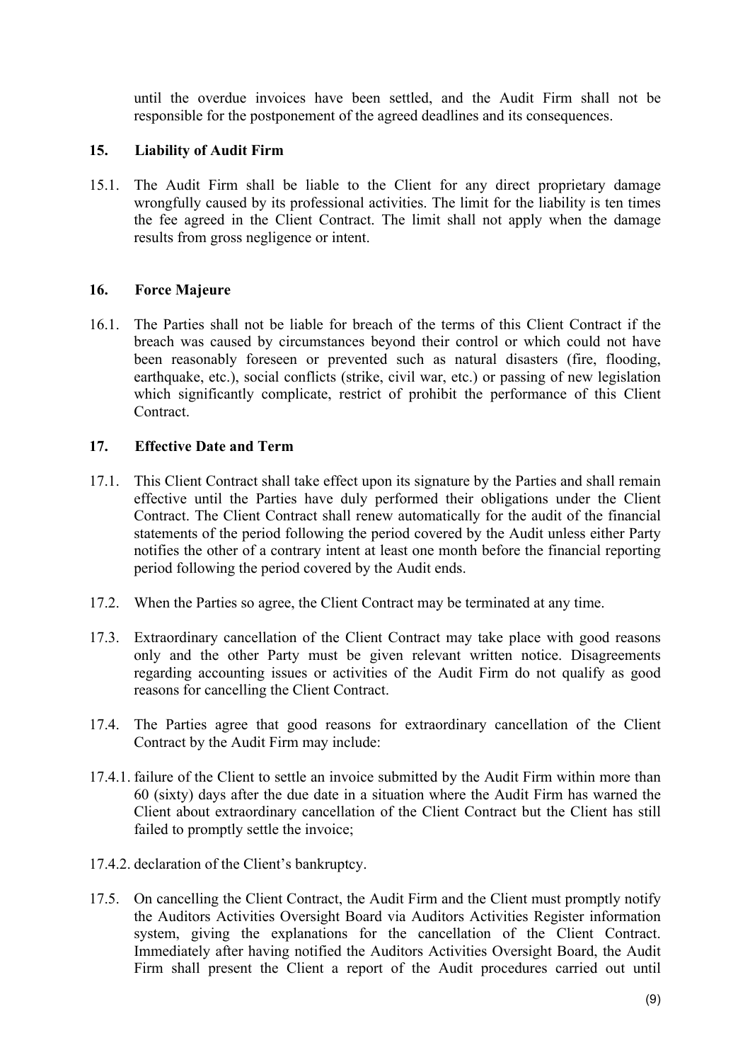until the overdue invoices have been settled, and the Audit Firm shall not be responsible for the postponement of the agreed deadlines and its consequences.

## 15. Liability of Audit Firm

15.1. The Audit Firm shall be liable to the Client for any direct proprietary damage wrongfully caused by its professional activities. The limit for the liability is ten times the fee agreed in the Client Contract. The limit shall not apply when the damage results from gross negligence or intent.

## 16. Force Majeure

16.1. The Parties shall not be liable for breach of the terms of this Client Contract if the breach was caused by circumstances beyond their control or which could not have been reasonably foreseen or prevented such as natural disasters (fire, flooding, earthquake, etc.), social conflicts (strike, civil war, etc.) or passing of new legislation which significantly complicate, restrict of prohibit the performance of this Client Contract.

## 17. Effective Date and Term

17.1. This Client Contract shall take effect upon its signature by the Parties and shall remain effective until the Parties have duly performed their obligations under the Client Contract. The Client Contract shall renew automatically for the audit of the financial statements of the period following the period covered by the Audit unless either Party notifies the other of a contrary intent at least one month before the financial reporting period following the period covered by the Audit ends.

17.2. When the Parties so agree, the Client Contract may be terminated at any time.

17.3. Extraordinary cancellation of the Client Contract may take place with good reasons only and the other Party must be given relevant written notice. Disagreements regarding accounting issues or activities of the Audit Firm do not qualify as good reasons for cancelling the Client Contract.

17.4. The Parties agree that good reasons for extraordinary cancellation of the Client Contract by the Audit Firm may include:

17.4.1. failure of the Client to settle an invoice submitted by the Audit Firm within more than 60 (sixty) days after the due date in a situation where the Audit Firm has warned the Client about extraordinary cancellation of the Client Contract but the Client has still failed to promptly settle the invoice;

17.4.2. declaration of the Client's bankruptcy.

17.5. On cancelling the Client Contract, the Audit Firm and the Client must promptly notify the Auditors Activities Oversight Board via Auditors Activities Register information system, giving the explanations for the cancellation of the Client Contract. Immediately after having notified the Auditors Activities Oversight Board, the Audit Firm shall present the Client a report of the Audit procedures carried out until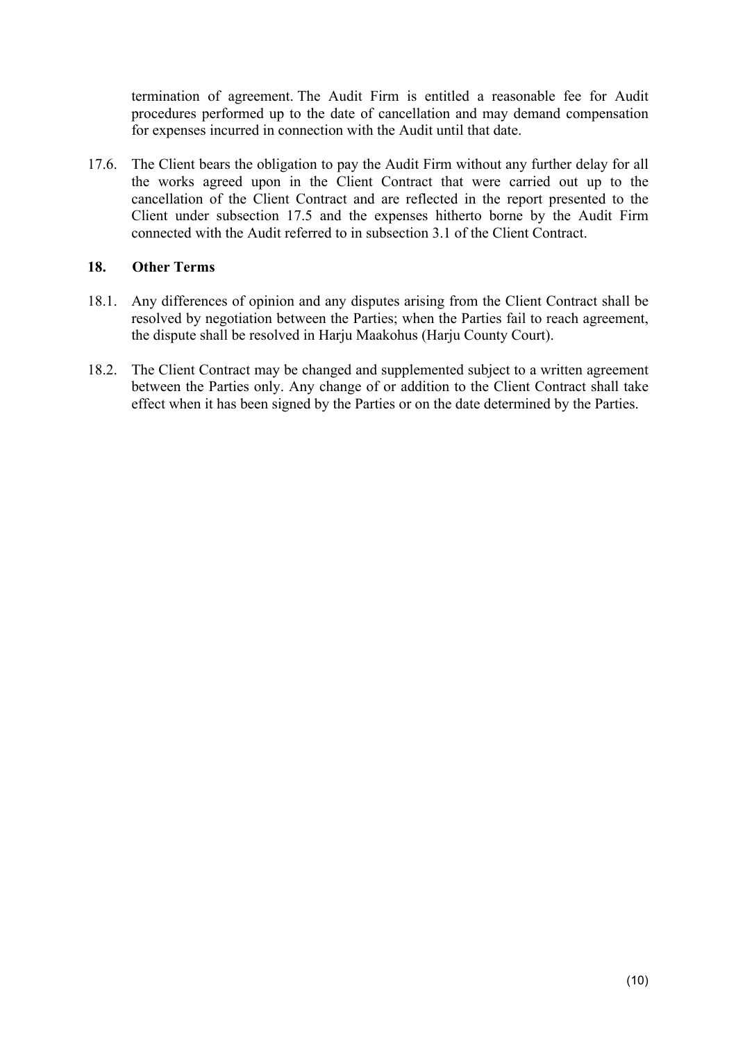termination of agreement. The Audit Firm is entitled a reasonable fee for Audit procedures performed up to the date of cancellation and may demand compensation for expenses incurred in connection with the Audit until that date.

17.6. The Client bears the obligation to pay the Audit Firm without any further delay for all the works agreed upon in the Client Contract that were carried out up to the cancellation of the Client Contract and are reflected in the report presented to the Client under subsection 17.5 and the expenses hitherto borne by the Audit Firm connected with the Audit referred to in subsection 3.1 of the Client Contract.

## 18. Other Terms

18.1. Any differences of opinion and any disputes arising from the Client Contract shall be resolved by negotiation between the Parties; when the Parties fail to reach agreement, the dispute shall be resolved in Harju Maakohus (Harju County Court).

18.2. The Client Contract may be changed and supplemented subject to a written agreement between the Parties only. Any change of or addition to the Client Contract shall take effect when it has been signed by the Parties or on the date determined by the Parties.